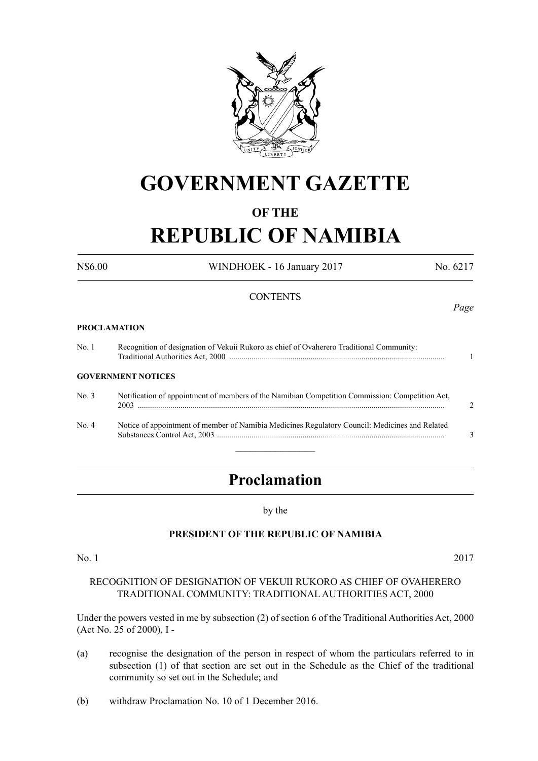# GOVERNMENT GAZETTE

## OF THE

# REPUBLIC OF NAMIBIA

N$6.00 WINDHOEK - 16 January 2017 No. 6217

CONTENTS

*Page*

**PROCLAMATION**

| | | |
|---|---|---|
| No. 1 | Recognition of designation of Vekuii Rukoro as chief of Ovaherero Traditional Community: Traditional Authorities Act, 2000 | 1 |

**GOVERNMENT NOTICES**

| | | |
|---|---|---|
| No. 3 | Notification of appointment of members of the Namibian Competition Commission: Competition Act, 2003 | 2 |
| No. 4 | Notice of appointment of member of Namibia Medicines Regulatory Council: Medicines and Related Substances Control Act, 2003 | 3 |

---

# Proclamation

by the

**PRESIDENT OF THE REPUBLIC OF NAMIBIA**

No. 1 2017

RECOGNITION OF DESIGNATION OF VEKUII RUKORO AS CHIEF OF OVAHERERO TRADITIONAL COMMUNITY: TRADITIONAL AUTHORITIES ACT, 2000

Under the powers vested in me by subsection (2) of section 6 of the Traditional Authorities Act, 2000 (Act No. 25 of 2000), I -

(a) recognise the designation of the person in respect of whom the particulars referred to in subsection (1) of that section are set out in the Schedule as the Chief of the traditional community so set out in the Schedule; and

(b) withdraw Proclamation No. 10 of 1 December 2016.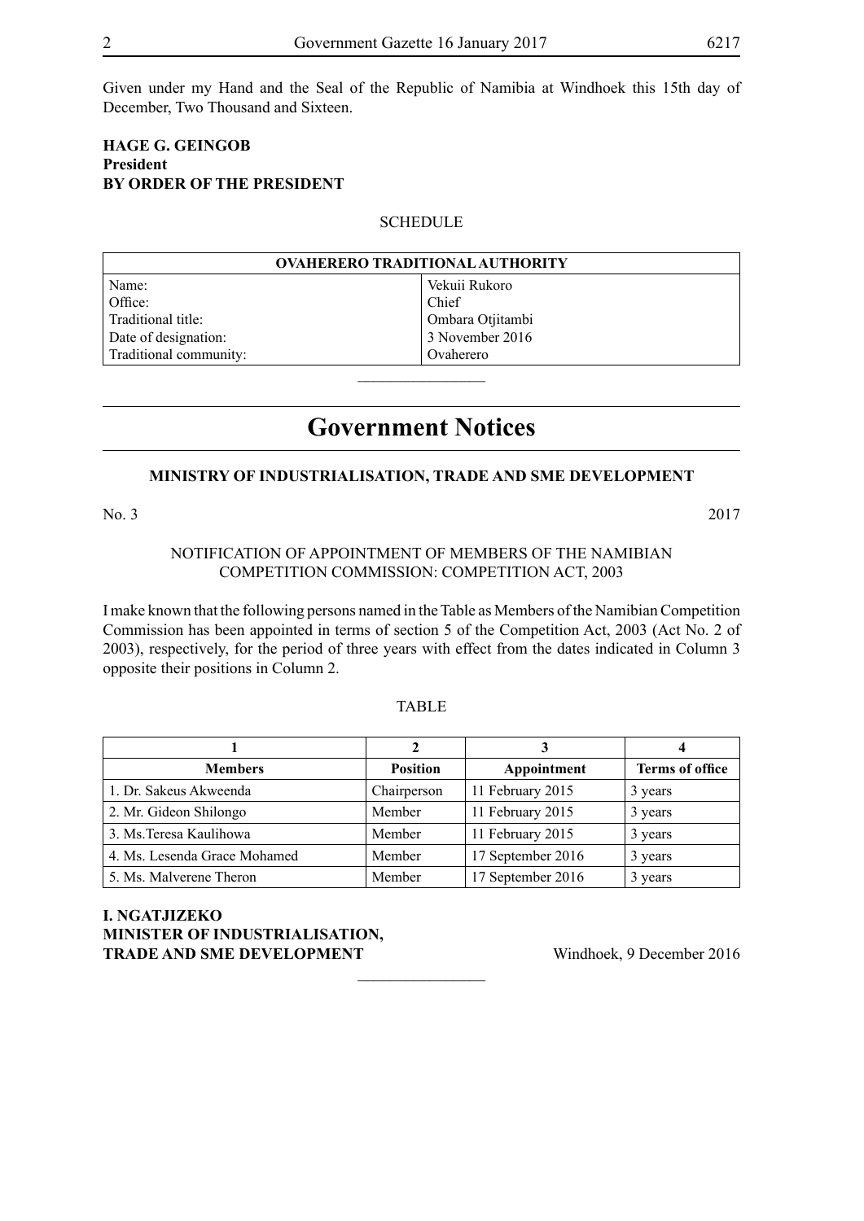Given under my Hand and the Seal of the Republic of Namibia at Windhoek this 15th day of December, Two Thousand and Sixteen.

**HAGE G. GEINGOB**
**President**
**BY ORDER OF THE PRESIDENT**

SCHEDULE

| OVAHERERO TRADITIONAL AUTHORITY | |
|---|---|
| Name: | Vekuii Rukoro |
| Office: | Chief |
| Traditional title: | Ombara Otjitambi |
| Date of designation: | 3 November 2016 |
| Traditional community: | Ovaherero |

---

# Government Notices

## MINISTRY OF INDUSTRIALISATION, TRADE AND SME DEVELOPMENT

No. 3 2017

NOTIFICATION OF APPOINTMENT OF MEMBERS OF THE NAMIBIAN COMPETITION COMMISSION: COMPETITION ACT, 2003

I make known that the following persons named in the Table as Members of the Namibian Competition Commission has been appointed in terms of section 5 of the Competition Act, 2003 (Act No. 2 of 2003), respectively, for the period of three years with effect from the dates indicated in Column 3 opposite their positions in Column 2.

TABLE

| 1 | 2 | 3 | 4 |
|---|---|---|---|
| **Members** | **Position** | **Appointment** | **Terms of office** |
| 1. Dr. Sakeus Akweenda | Chairperson | 11 February 2015 | 3 years |
| 2. Mr. Gideon Shilongo | Member | 11 February 2015 | 3 years |
| 3. Ms.Teresa Kaulihowa | Member | 11 February 2015 | 3 years |
| 4. Ms. Lesenda Grace Mohamed | Member | 17 September 2016 | 3 years |
| 5. Ms. Malverene Theron | Member | 17 September 2016 | 3 years |

**I. NGATJIZEKO**
**MINISTER OF INDUSTRIALISATION,**
**TRADE AND SME DEVELOPMENT** Windhoek, 9 December 2016

---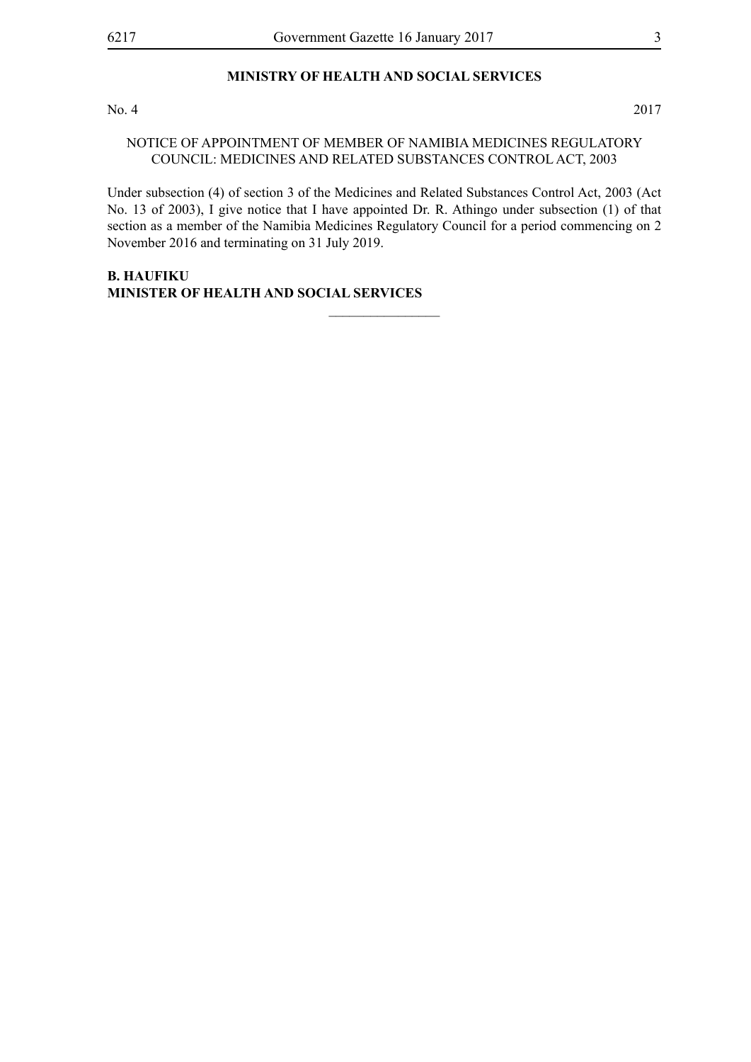## MINISTRY OF HEALTH AND SOCIAL SERVICES

No. 4 2017

NOTICE OF APPOINTMENT OF MEMBER OF NAMIBIA MEDICINES REGULATORY COUNCIL: MEDICINES AND RELATED SUBSTANCES CONTROL ACT, 2003

Under subsection (4) of section 3 of the Medicines and Related Substances Control Act, 2003 (Act No. 13 of 2003), I give notice that I have appointed Dr. R. Athingo under subsection (1) of that section as a member of the Namibia Medicines Regulatory Council for a period commencing on 2 November 2016 and terminating on 31 July 2019.

**B. HAUFIKU**
**MINISTER OF HEALTH AND SOCIAL SERVICES**